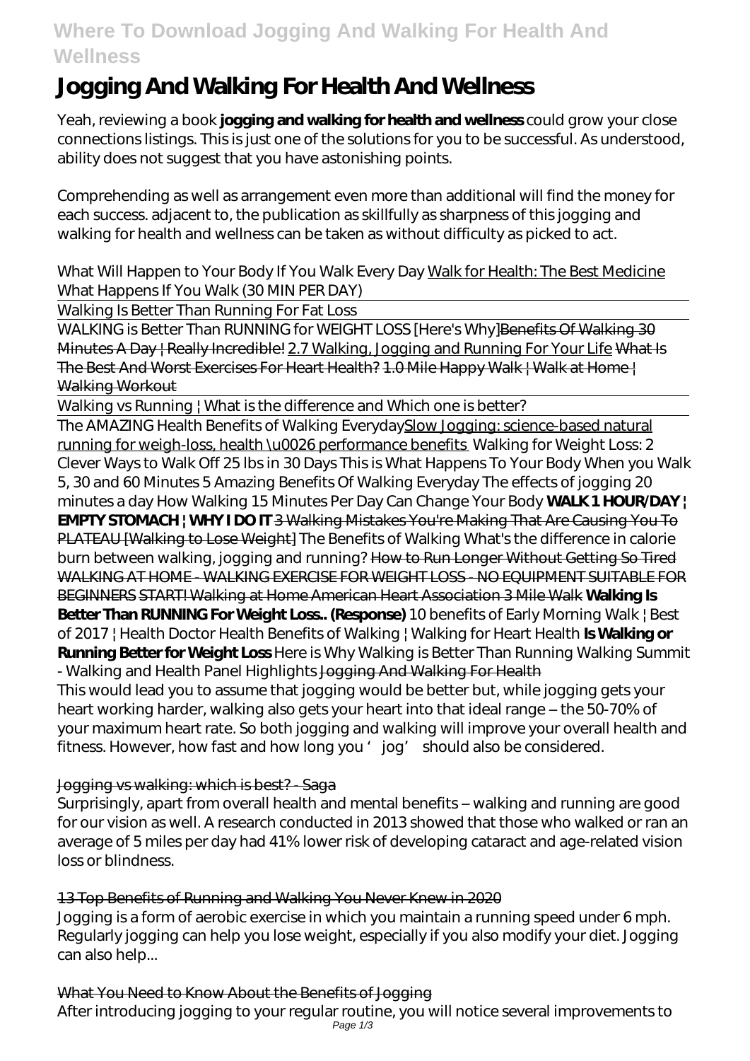# Jogging And Walking For Health And Wellness

Yeah, reviewing a book **jogging and walking for health and wellness** could grow your close connections listings. This is just one of the solutions for you to be successful. As understood, ability does not suggest that you have astonishing points.

Comprehending as well as arrangement even more than additional will find the money for each success. adjacent to, the publication as skillfully as sharpness of this jogging and walking for health and wellness can be taken as without difficulty as picked to act.

*What Will Happen to Your Body If You Walk Every Day* Walk for Health: The Best Medicine *What Happens If You Walk (30 MIN PER DAY)*

Walking Is Better Than Running For Fat Loss

WALKING is Better Than RUNNING for WEIGHT LOSS [Here's Why] Benefits Of Walking 30 Minutes A Day | Really Incredible! 2.7 Walking, Jogging and Running For Your Life What Is The Best And Worst Exercises For Heart Health? 1.0 Mile Happy Walk | Walk at Home | Walking Workout

Walking vs Running | What is the difference and Which one is better?

The AMAZING Health Benefits of Walking Everyday Slow Jogging: science-based natural running for weigh-loss, health \u0026 performance benefits *Walking for Weight Loss: 2 Clever Ways to Walk Off 25 lbs in 30 Days This is What Happens To Your Body When you Walk 5, 30 and 60 Minutes 5 Amazing Benefits Of Walking Everyday The effects of jogging 20 minutes a day How Walking 15 Minutes Per Day Can Change Your Body* **WALK 1 HOUR/DAY | EMPTY STOMACH | WHY I DO IT** 3 Walking Mistakes You're Making That Are Causing You To PLATEAU [Walking to Lose Weight] *The Benefits of Walking What's the difference in calorie burn between walking, jogging and running?* How to Run Longer Without Getting So Tired WALKING AT HOME - WALKING EXERCISE FOR WEIGHT LOSS - NO EQUIPMENT SUITABLE FOR BEGINNERS START! Walking at Home American Heart Association 3 Mile Walk **Walking Is Better Than RUNNING For Weight Loss.. (Response)** *10 benefits of Early Morning Walk | Best of 2017 | Health Doctor Health Benefits of Walking | Walking for Heart Health* **Is Walking or Running Better for Weight Loss** *Here is Why Walking is Better Than Running Walking Summit - Walking and Health Panel Highlights* Jogging And Walking For Health

This would lead you to assume that jogging would be better but, while jogging gets your heart working harder, walking also gets your heart into that ideal range – the 50-70% of your maximum heart rate. So both jogging and walking will improve your overall health and fitness. However, how fast and how long you 'jog' should also be considered.

### Jogging vs walking: which is best? - Saga

Surprisingly, apart from overall health and mental benefits – walking and running are good for our vision as well. A research conducted in 2013 showed that those who walked or ran an average of 5 miles per day had 41% lower risk of developing cataract and age-related vision loss or blindness.

### 13 Top Benefits of Running and Walking You Never Knew in 2020

Jogging is a form of aerobic exercise in which you maintain a running speed under 6 mph. Regularly jogging can help you lose weight, especially if you also modify your diet. Jogging can also help...

### What You Need to Know About the Benefits of Jogging

After introducing jogging to your regular routine, you will notice several improvements to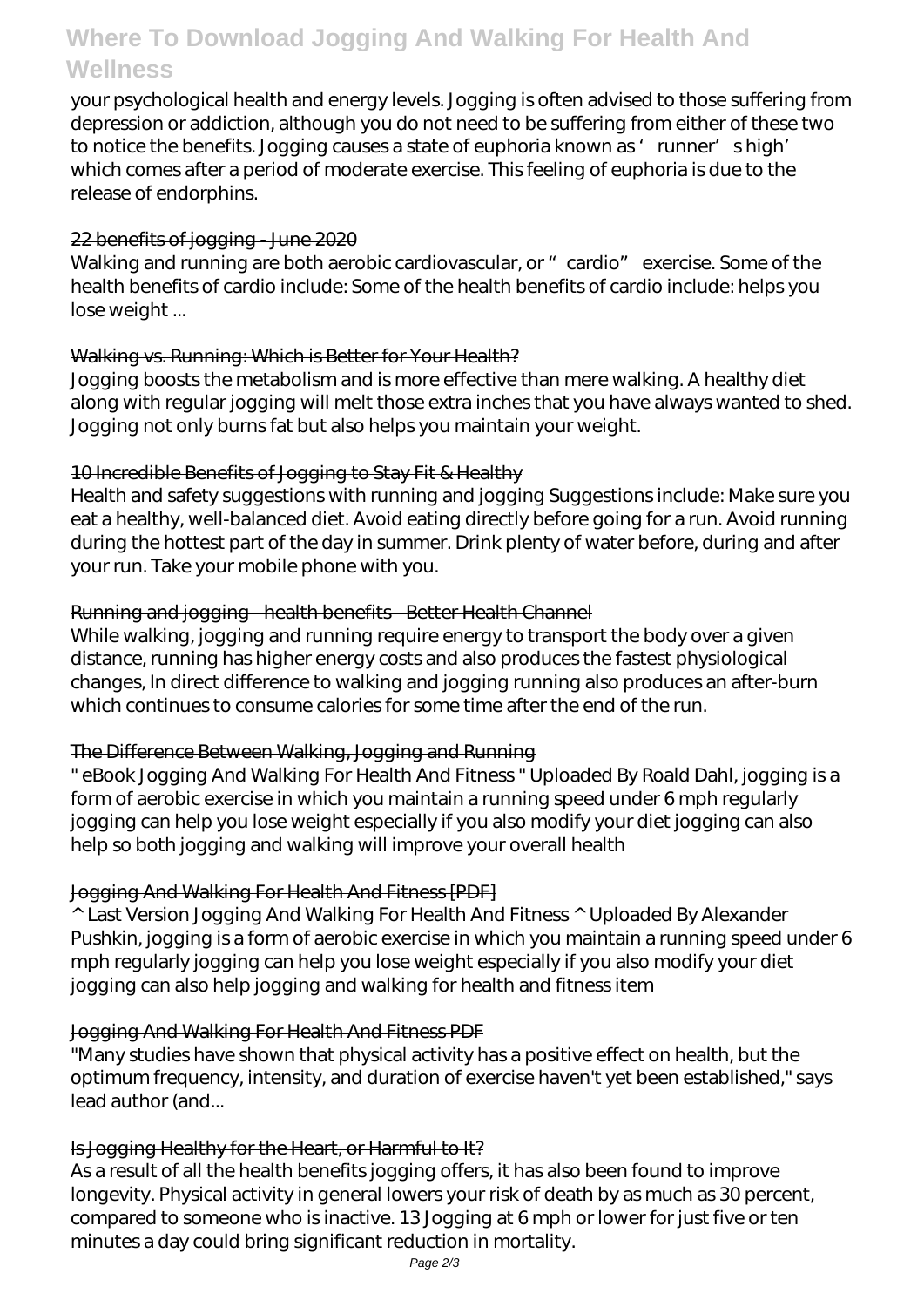your psychological health and energy levels. Jogging is often advised to those suffering from depression or addiction, although you do not need to be suffering from either of these two to notice the benefits. Jogging causes a state of euphoria known as ' runner' s high' which comes after a period of moderate exercise. This feeling of euphoria is due to the release of endorphins.

## 22 benefits of jogging - June 2020

Walking and running are both aerobic cardiovascular, or " cardio" exercise. Some of the health benefits of cardio include: Some of the health benefits of cardio include: helps you lose weight ...

## Walking vs. Running: Which is Better for Your Health?

Jogging boosts the metabolism and is more effective than mere walking. A healthy diet along with regular jogging will melt those extra inches that you have always wanted to shed. Jogging not only burns fat but also helps you maintain your weight.

## 10 Incredible Benefits of Jogging to Stay Fit & Healthy

Health and safety suggestions with running and jogging Suggestions include: Make sure you eat a healthy, well-balanced diet. Avoid eating directly before going for a run. Avoid running during the hottest part of the day in summer. Drink plenty of water before, during and after your run. Take your mobile phone with you.

## Running and jogging - health benefits - Better Health Channel

While walking, jogging and running require energy to transport the body over a given distance, running has higher energy costs and also produces the fastest physiological changes, In direct difference to walking and jogging running also produces an after-burn which continues to consume calories for some time after the end of the run.

## The Difference Between Walking, Jogging and Running

" eBook Jogging And Walking For Health And Fitness " Uploaded By Roald Dahl, jogging is a form of aerobic exercise in which you maintain a running speed under 6 mph regularly jogging can help you lose weight especially if you also modify your diet jogging can also help so both jogging and walking will improve your overall health

## Jogging And Walking For Health And Fitness [PDF]

^ Last Version Jogging And Walking For Health And Fitness ^ Uploaded By Alexander Pushkin, jogging is a form of aerobic exercise in which you maintain a running speed under 6 mph regularly jogging can help you lose weight especially if you also modify your diet jogging can also help jogging and walking for health and fitness item

## Jogging And Walking For Health And Fitness PDF

"Many studies have shown that physical activity has a positive effect on health, but the optimum frequency, intensity, and duration of exercise haven't yet been established," says lead author (and...

## Is Jogging Healthy for the Heart, or Harmful to It?

As a result of all the health benefits jogging offers, it has also been found to improve longevity. Physical activity in general lowers your risk of death by as much as 30 percent, compared to someone who is inactive. 13 Jogging at 6 mph or lower for just five or ten minutes a day could bring significant reduction in mortality.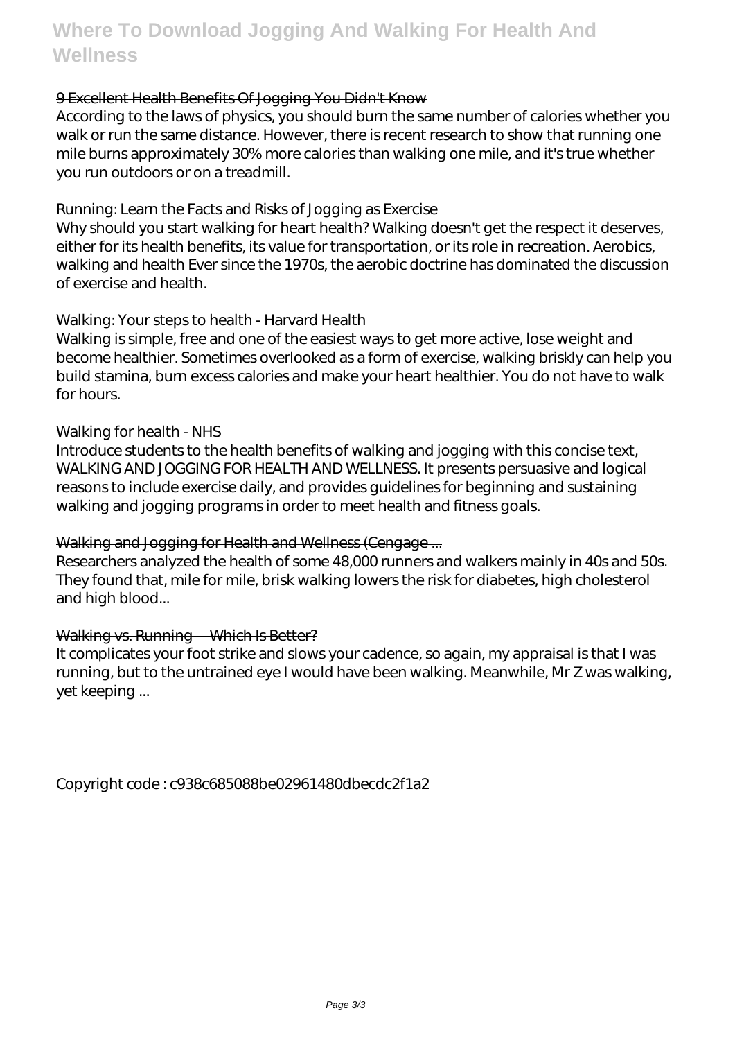9 Excellent Health Benefits Of Jogging You Didn't Know

According to the laws of physics, you should burn the same number of calories whether you walk or run the same distance. However, there is recent research to show that running one mile burns approximately 30% more calories than walking one mile, and it's true whether you run outdoors or on a treadmill.

Running: Learn the Facts and Risks of Jogging as Exercise

Why should you start walking for heart health? Walking doesn't get the respect it deserves, either for its health benefits, its value for transportation, or its role in recreation. Aerobics, walking and health Ever since the 1970s, the aerobic doctrine has dominated the discussion of exercise and health.

Walking: Your steps to health - Harvard Health

Walking is simple, free and one of the easiest ways to get more active, lose weight and become healthier. Sometimes overlooked as a form of exercise, walking briskly can help you build stamina, burn excess calories and make your heart healthier. You do not have to walk for hours.

Walking for health - NHS

Introduce students to the health benefits of walking and jogging with this concise text, WALKING AND JOGGING FOR HEALTH AND WELLNESS. It presents persuasive and logical reasons to include exercise daily, and provides guidelines for beginning and sustaining walking and jogging programs in order to meet health and fitness goals.

Walking and Jogging for Health and Wellness (Cengage ...

Researchers analyzed the health of some 48,000 runners and walkers mainly in 40s and 50s. They found that, mile for mile, brisk walking lowers the risk for diabetes, high cholesterol and high blood...

Walking vs. Running -- Which Is Better?

It complicates your foot strike and slows your cadence, so again, my appraisal is that I was running, but to the untrained eye I would have been walking. Meanwhile, Mr Z was walking, yet keeping ...

Copyright code : c938c685088be02961480dbecdc2f1a2